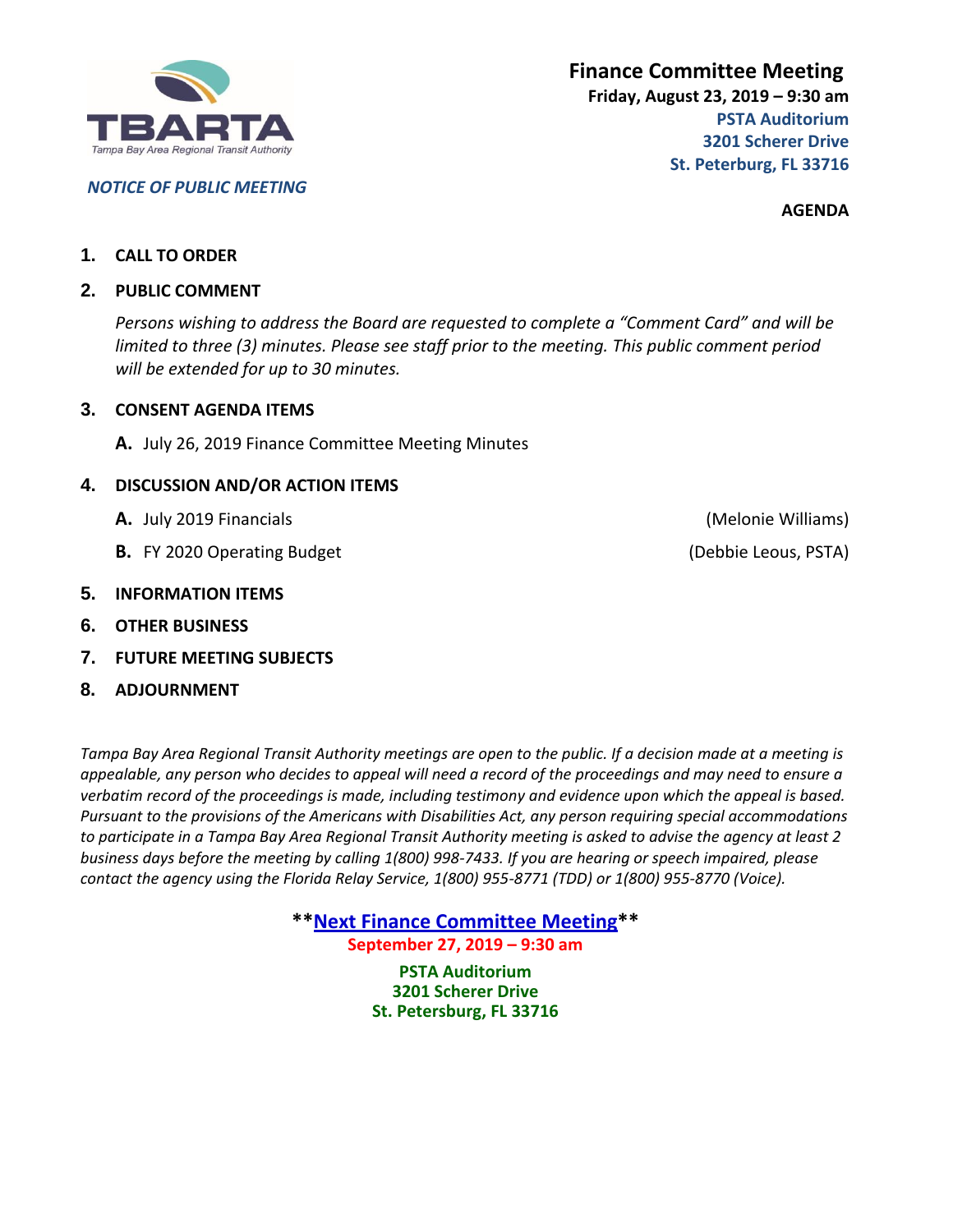TBARTA

Tampa Bay Area Regional Transit Authority

*NOTICE OF PUBLIC MEETING*

# Finance Committee Meeting

**Friday, August 23, 2019 – 9:30 am**
**PSTA Auditorium**
**3201 Scherer Drive**
**St. Peterburg, FL 33716**

**AGENDA**

1. **CALL TO ORDER**
2. **PUBLIC COMMENT**

   *Persons wishing to address the Board are requested to complete a "Comment Card" and will be limited to three (3) minutes. Please see staff prior to the meeting. This public comment period will be extended for up to 30 minutes.*

3. **CONSENT AGENDA ITEMS**

   **A.** July 26, 2019 Finance Committee Meeting Minutes

4. **DISCUSSION AND/OR ACTION ITEMS**

   **A.** July 2019 Financials (Melonie Williams)

   **B.** FY 2020 Operating Budget (Debbie Leous, PSTA)

5. **INFORMATION ITEMS**
6. **OTHER BUSINESS**
7. **FUTURE MEETING SUBJECTS**
8. **ADJOURNMENT**

*Tampa Bay Area Regional Transit Authority meetings are open to the public. If a decision made at a meeting is appealable, any person who decides to appeal will need a record of the proceedings and may need to ensure a verbatim record of the proceedings is made, including testimony and evidence upon which the appeal is based. Pursuant to the provisions of the Americans with Disabilities Act, any person requiring special accommodations to participate in a Tampa Bay Area Regional Transit Authority meeting is asked to advise the agency at least 2 business days before the meeting by calling 1(800) 998-7433. If you are hearing or speech impaired, please contact the agency using the Florida Relay Service, 1(800) 955-8771 (TDD) or 1(800) 955-8770 (Voice).*

**\*\*Next Finance Committee Meeting\*\***
**September 27, 2019 – 9:30 am**

**PSTA Auditorium**
**3201 Scherer Drive**
**St. Petersburg, FL 33716**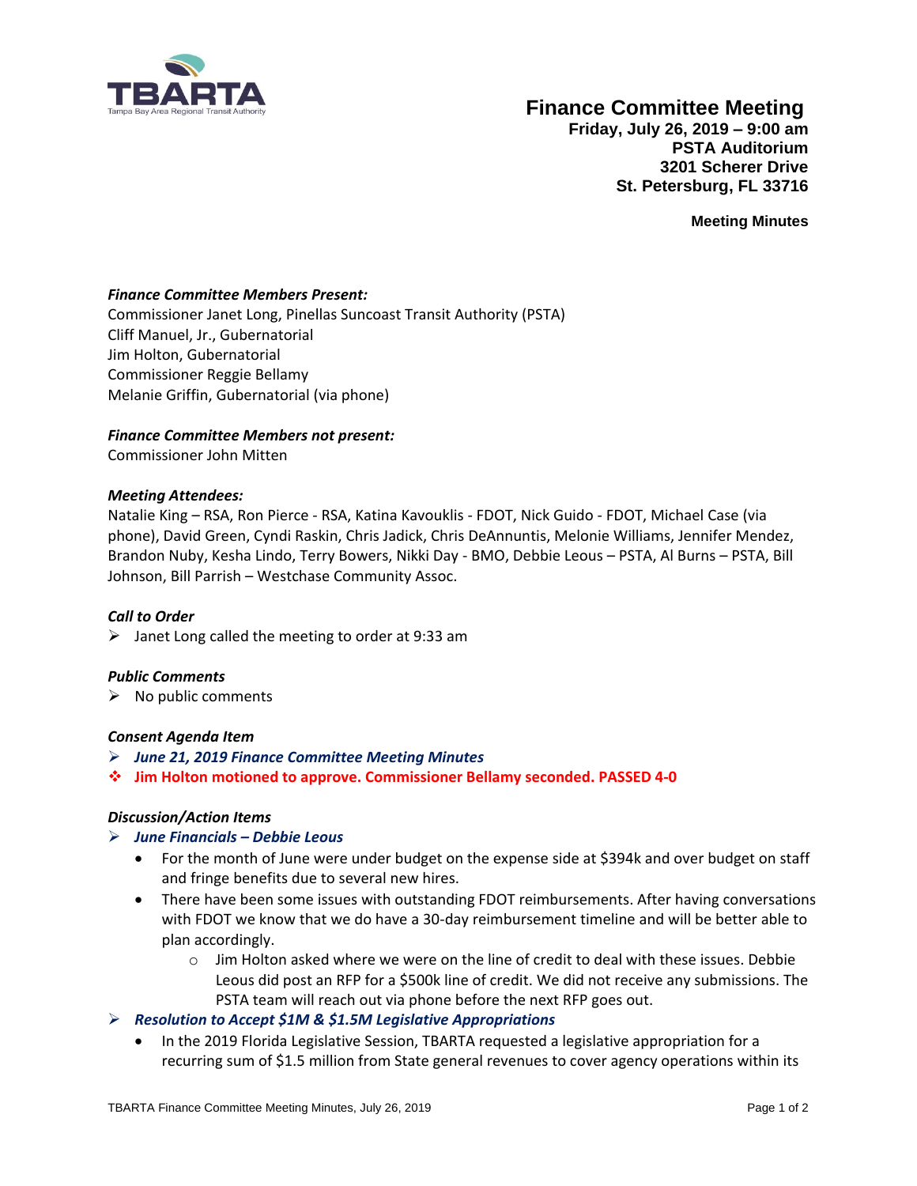# Finance Committee Meeting

**Friday, July 26, 2019 – 9:00 am**
**PSTA Auditorium**
**3201 Scherer Drive**
**St. Petersburg, FL 33716**

**Meeting Minutes**

***Finance Committee Members Present:***

Commissioner Janet Long, Pinellas Suncoast Transit Authority (PSTA)
Cliff Manuel, Jr., Gubernatorial
Jim Holton, Gubernatorial
Commissioner Reggie Bellamy
Melanie Griffin, Gubernatorial (via phone)

***Finance Committee Members not present:***

Commissioner John Mitten

***Meeting Attendees:***

Natalie King – RSA, Ron Pierce - RSA, Katina Kavouklis - FDOT, Nick Guido - FDOT, Michael Case (via phone), David Green, Cyndi Raskin, Chris Jadick, Chris DeAnnuntis, Melonie Williams, Jennifer Mendez, Brandon Nuby, Kesha Lindo, Terry Bowers, Nikki Day - BMO, Debbie Leous – PSTA, Al Burns – PSTA, Bill Johnson, Bill Parrish – Westchase Community Assoc.

***Call to Order***

- Janet Long called the meeting to order at 9:33 am

***Public Comments***

- No public comments

***Consent Agenda Item***

- ***June 21, 2019 Finance Committee Meeting Minutes***
- **Jim Holton motioned to approve. Commissioner Bellamy seconded. PASSED 4-0**

***Discussion/Action Items***

- ***June Financials – Debbie Leous***
  - For the month of June were under budget on the expense side at $394k and over budget on staff and fringe benefits due to several new hires.
  - There have been some issues with outstanding FDOT reimbursements. After having conversations with FDOT we know that we do have a 30-day reimbursement timeline and will be better able to plan accordingly.
    - Jim Holton asked where we were on the line of credit to deal with these issues. Debbie Leous did post an RFP for a $500k line of credit. We did not receive any submissions. The PSTA team will reach out via phone before the next RFP goes out.
- ***Resolution to Accept $1M & $1.5M Legislative Appropriations***
  - In the 2019 Florida Legislative Session, TBARTA requested a legislative appropriation for a recurring sum of $1.5 million from State general revenues to cover agency operations within its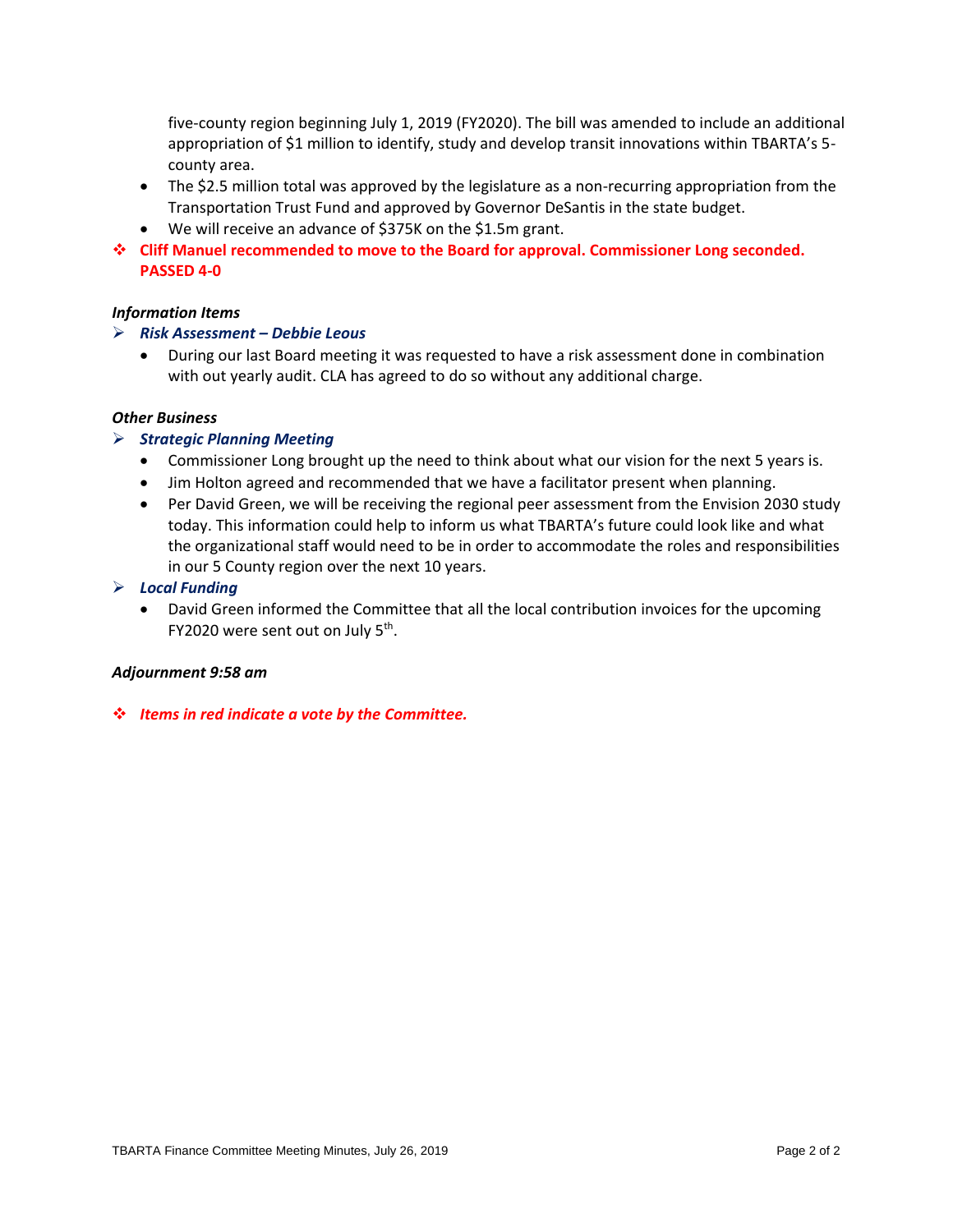five-county region beginning July 1, 2019 (FY2020). The bill was amended to include an additional appropriation of $1 million to identify, study and develop transit innovations within TBARTA's 5-county area.

- The $2.5 million total was approved by the legislature as a non-recurring appropriation from the Transportation Trust Fund and approved by Governor DeSantis in the state budget.
- We will receive an advance of $375K on the $1.5m grant.

❖ **Cliff Manuel recommended to move to the Board for approval. Commissioner Long seconded. PASSED 4-0**

***Information Items***

➢ ***Risk Assessment – Debbie Leous***

- During our last Board meeting it was requested to have a risk assessment done in combination with out yearly audit. CLA has agreed to do so without any additional charge.

***Other Business***

➢ ***Strategic Planning Meeting***

- Commissioner Long brought up the need to think about what our vision for the next 5 years is.
- Jim Holton agreed and recommended that we have a facilitator present when planning.
- Per David Green, we will be receiving the regional peer assessment from the Envision 2030 study today. This information could help to inform us what TBARTA's future could look like and what the organizational staff would need to be in order to accommodate the roles and responsibilities in our 5 County region over the next 10 years.

➢ ***Local Funding***

- David Green informed the Committee that all the local contribution invoices for the upcoming FY2020 were sent out on July 5th.

***Adjournment 9:58 am***

❖ ***Items in red indicate a vote by the Committee.***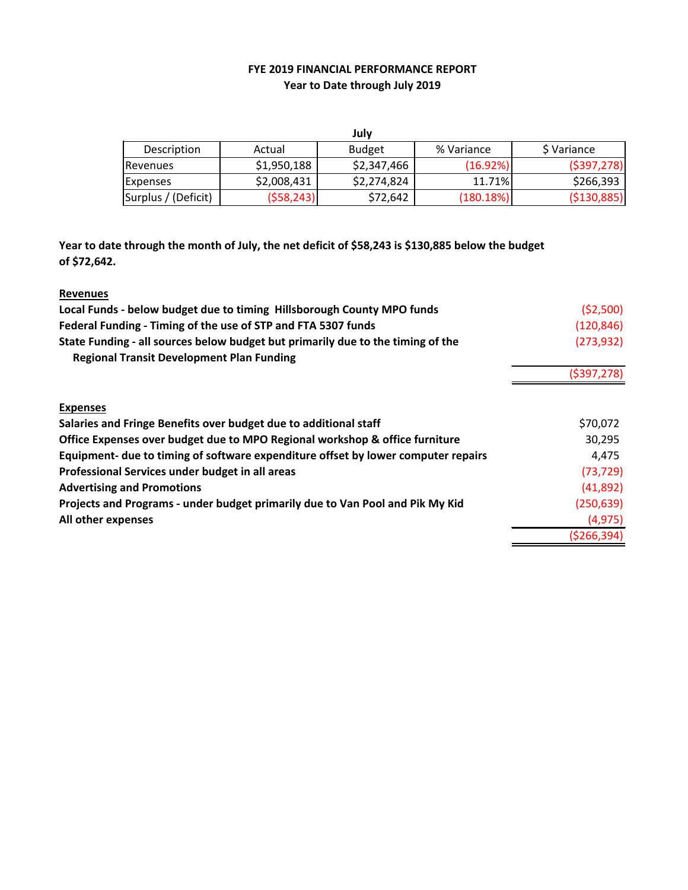**FYE 2019 FINANCIAL PERFORMANCE REPORT**
**Year to Date through July 2019**

| | July | | | |
|---|---|---|---|---|
| Description | Actual | Budget | % Variance | $ Variance |
| Revenues | $1,950,188 | $2,347,466 | (16.92%) | ($397,278) |
| Expenses | $2,008,431 | $2,274,824 | 11.71% | $266,393 |
| Surplus / (Deficit) | ($58,243) | $72,642 | (180.18%) | ($130,885) |

**Year to date through the month of July, the net deficit of $58,243 is $130,885 below the budget of $72,642.**

**<u>Revenues</u>**

| | |
|---|---|
| **Local Funds - below budget due to timing Hillsborough County MPO funds** | ($2,500) |
| **Federal Funding - Timing of the use of STP and FTA 5307 funds** | (120,846) |
| **State Funding - all sources below budget but primarily due to the timing of the Regional Transit Development Plan Funding** | (273,932) |
| | ($397,278) |

**<u>Expenses</u>**

| | |
|---|---|
| **Salaries and Fringe Benefits over budget due to additional staff** | $70,072 |
| **Office Expenses over budget due to MPO Regional workshop & office furniture** | 30,295 |
| **Equipment- due to timing of software expenditure offset by lower computer repairs** | 4,475 |
| **Professional Services under budget in all areas** | (73,729) |
| **Advertising and Promotions** | (41,892) |
| **Projects and Programs - under budget primarily due to Van Pool and Pik My Kid** | (250,639) |
| **All other expenses** | (4,975) |
| | ($266,394) |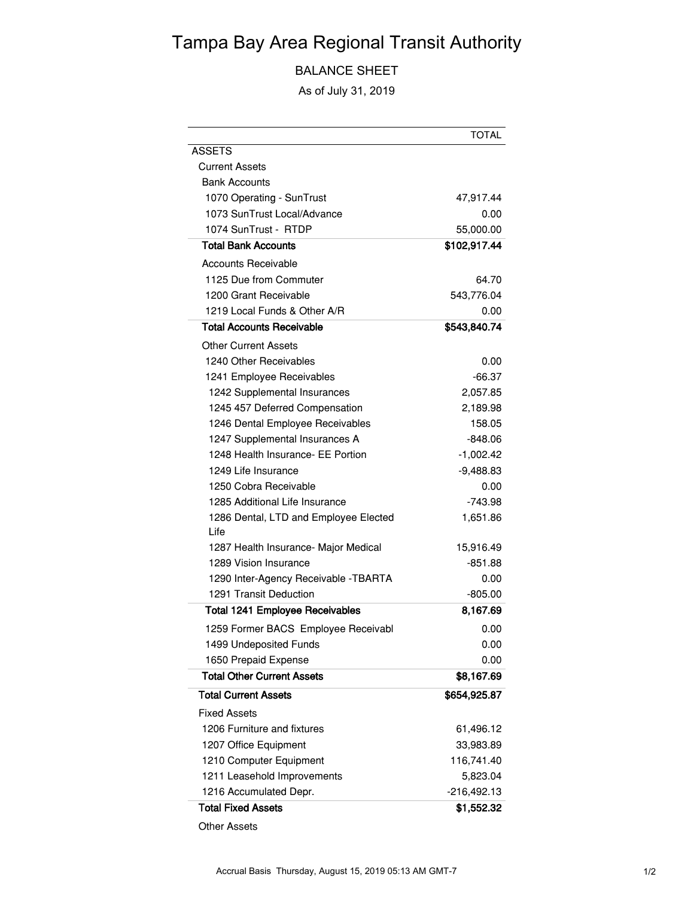# Tampa Bay Area Regional Transit Authority

## BALANCE SHEET

As of July 31, 2019

| | TOTAL |
|---|---|
| ASSETS | |
| Current Assets | |
| Bank Accounts | |
| 1070 Operating - SunTrust | 47,917.44 |
| 1073 SunTrust Local/Advance | 0.00 |
| 1074 SunTrust - RTDP | 55,000.00 |
| **Total Bank Accounts** | **$102,917.44** |
| Accounts Receivable | |
| 1125 Due from Commuter | 64.70 |
| 1200 Grant Receivable | 543,776.04 |
| 1219 Local Funds & Other A/R | 0.00 |
| **Total Accounts Receivable** | **$543,840.74** |
| Other Current Assets | |
| 1240 Other Receivables | 0.00 |
| 1241 Employee Receivables | -66.37 |
| 1242 Supplemental Insurances | 2,057.85 |
| 1245 457 Deferred Compensation | 2,189.98 |
| 1246 Dental Employee Receivables | 158.05 |
| 1247 Supplemental Insurances A | -848.06 |
| 1248 Health Insurance- EE Portion | -1,002.42 |
| 1249 Life Insurance | -9,488.83 |
| 1250 Cobra Receivable | 0.00 |
| 1285 Additional Life Insurance | -743.98 |
| 1286 Dental, LTD and Employee Elected Life | 1,651.86 |
| 1287 Health Insurance- Major Medical | 15,916.49 |
| 1289 Vision Insurance | -851.88 |
| 1290 Inter-Agency Receivable -TBARTA | 0.00 |
| 1291 Transit Deduction | -805.00 |
| **Total 1241 Employee Receivables** | **8,167.69** |
| 1259 Former BACS Employee Receivabl | 0.00 |
| 1499 Undeposited Funds | 0.00 |
| 1650 Prepaid Expense | 0.00 |
| **Total Other Current Assets** | **$8,167.69** |
| **Total Current Assets** | **$654,925.87** |
| Fixed Assets | |
| 1206 Furniture and fixtures | 61,496.12 |
| 1207 Office Equipment | 33,983.89 |
| 1210 Computer Equipment | 116,741.40 |
| 1211 Leasehold Improvements | 5,823.04 |
| 1216 Accumulated Depr. | -216,492.13 |
| **Total Fixed Assets** | **$1,552.32** |
| Other Assets | |

Accrual Basis Thursday, August 15, 2019 05:13 AM GMT-7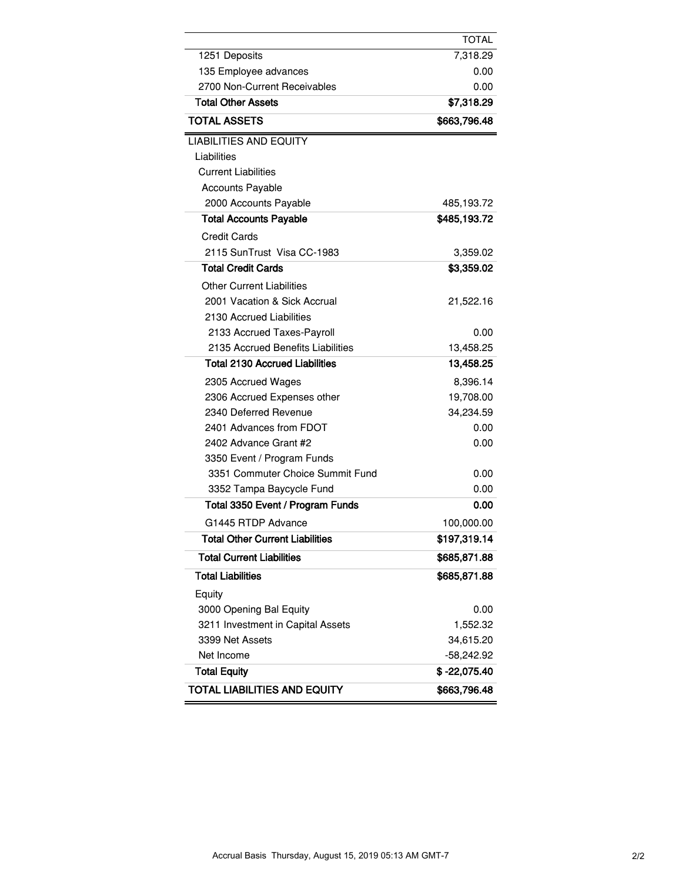| | TOTAL |
|---|---:|
| 1251 Deposits | 7,318.29 |
| 135 Employee advances | 0.00 |
| 2700 Non-Current Receivables | 0.00 |
| **Total Other Assets** | **$7,318.29** |
| **TOTAL ASSETS** | **$663,796.48** |
| LIABILITIES AND EQUITY | |
| Liabilities | |
| Current Liabilities | |
| Accounts Payable | |
| 2000 Accounts Payable | 485,193.72 |
| **Total Accounts Payable** | **$485,193.72** |
| Credit Cards | |
| 2115 SunTrust Visa CC-1983 | 3,359.02 |
| **Total Credit Cards** | **$3,359.02** |
| Other Current Liabilities | |
| 2001 Vacation & Sick Accrual | 21,522.16 |
| 2130 Accrued Liabilities | |
| 2133 Accrued Taxes-Payroll | 0.00 |
| 2135 Accrued Benefits Liabilities | 13,458.25 |
| **Total 2130 Accrued Liabilities** | **13,458.25** |
| 2305 Accrued Wages | 8,396.14 |
| 2306 Accrued Expenses other | 19,708.00 |
| 2340 Deferred Revenue | 34,234.59 |
| 2401 Advances from FDOT | 0.00 |
| 2402 Advance Grant #2 | 0.00 |
| 3350 Event / Program Funds | |
| 3351 Commuter Choice Summit Fund | 0.00 |
| 3352 Tampa Baycycle Fund | 0.00 |
| **Total 3350 Event / Program Funds** | **0.00** |
| G1445 RTDP Advance | 100,000.00 |
| **Total Other Current Liabilities** | **$197,319.14** |
| **Total Current Liabilities** | **$685,871.88** |
| **Total Liabilities** | **$685,871.88** |
| Equity | |
| 3000 Opening Bal Equity | 0.00 |
| 3211 Investment in Capital Assets | 1,552.32 |
| 3399 Net Assets | 34,615.20 |
| Net Income | -58,242.92 |
| **Total Equity** | **$ -22,075.40** |
| **TOTAL LIABILITIES AND EQUITY** | **$663,796.48** |

Accrual Basis Thursday, August 15, 2019 05:13 AM GMT-7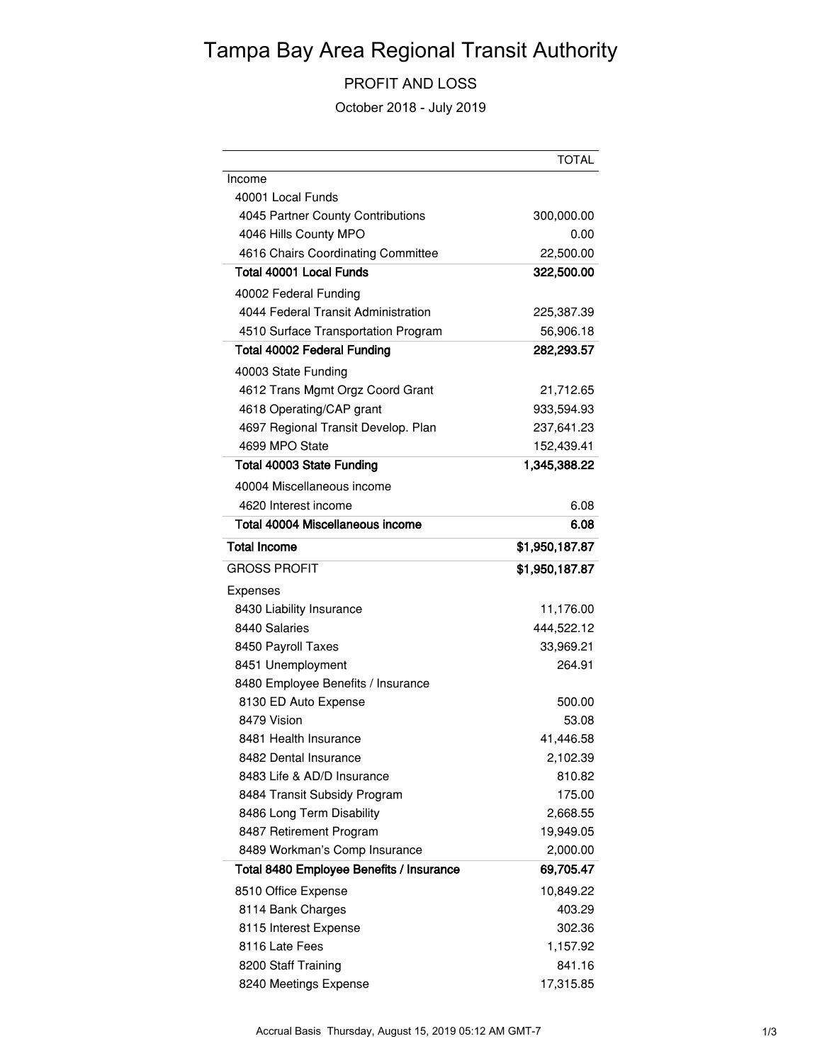# Tampa Bay Area Regional Transit Authority

PROFIT AND LOSS

October 2018 - July 2019

| | TOTAL |
|---|---|
| Income | |
| 40001 Local Funds | |
| 4045 Partner County Contributions | 300,000.00 |
| 4046 Hills County MPO | 0.00 |
| 4616 Chairs Coordinating Committee | 22,500.00 |
| **Total 40001 Local Funds** | **322,500.00** |
| 40002 Federal Funding | |
| 4044 Federal Transit Administration | 225,387.39 |
| 4510 Surface Transportation Program | 56,906.18 |
| **Total 40002 Federal Funding** | **282,293.57** |
| 40003 State Funding | |
| 4612 Trans Mgmt Orgz Coord Grant | 21,712.65 |
| 4618 Operating/CAP grant | 933,594.93 |
| 4697 Regional Transit Develop. Plan | 237,641.23 |
| 4699 MPO State | 152,439.41 |
| **Total 40003 State Funding** | **1,345,388.22** |
| 40004 Miscellaneous income | |
| 4620 Interest income | 6.08 |
| **Total 40004 Miscellaneous income** | **6.08** |
| **Total Income** | **$1,950,187.87** |
| GROSS PROFIT | **$1,950,187.87** |
| Expenses | |
| 8430 Liability Insurance | 11,176.00 |
| 8440 Salaries | 444,522.12 |
| 8450 Payroll Taxes | 33,969.21 |
| 8451 Unemployment | 264.91 |
| 8480 Employee Benefits / Insurance | |
| 8130 ED Auto Expense | 500.00 |
| 8479 Vision | 53.08 |
| 8481 Health Insurance | 41,446.58 |
| 8482 Dental Insurance | 2,102.39 |
| 8483 Life & AD/D Insurance | 810.82 |
| 8484 Transit Subsidy Program | 175.00 |
| 8486 Long Term Disability | 2,668.55 |
| 8487 Retirement Program | 19,949.05 |
| 8489 Workman's Comp Insurance | 2,000.00 |
| **Total 8480 Employee Benefits / Insurance** | **69,705.47** |
| 8510 Office Expense | 10,849.22 |
| 8114 Bank Charges | 403.29 |
| 8115 Interest Expense | 302.36 |
| 8116 Late Fees | 1,157.92 |
| 8200 Staff Training | 841.16 |
| 8240 Meetings Expense | 17,315.85 |

Accrual Basis Thursday, August 15, 2019 05:12 AM GMT-7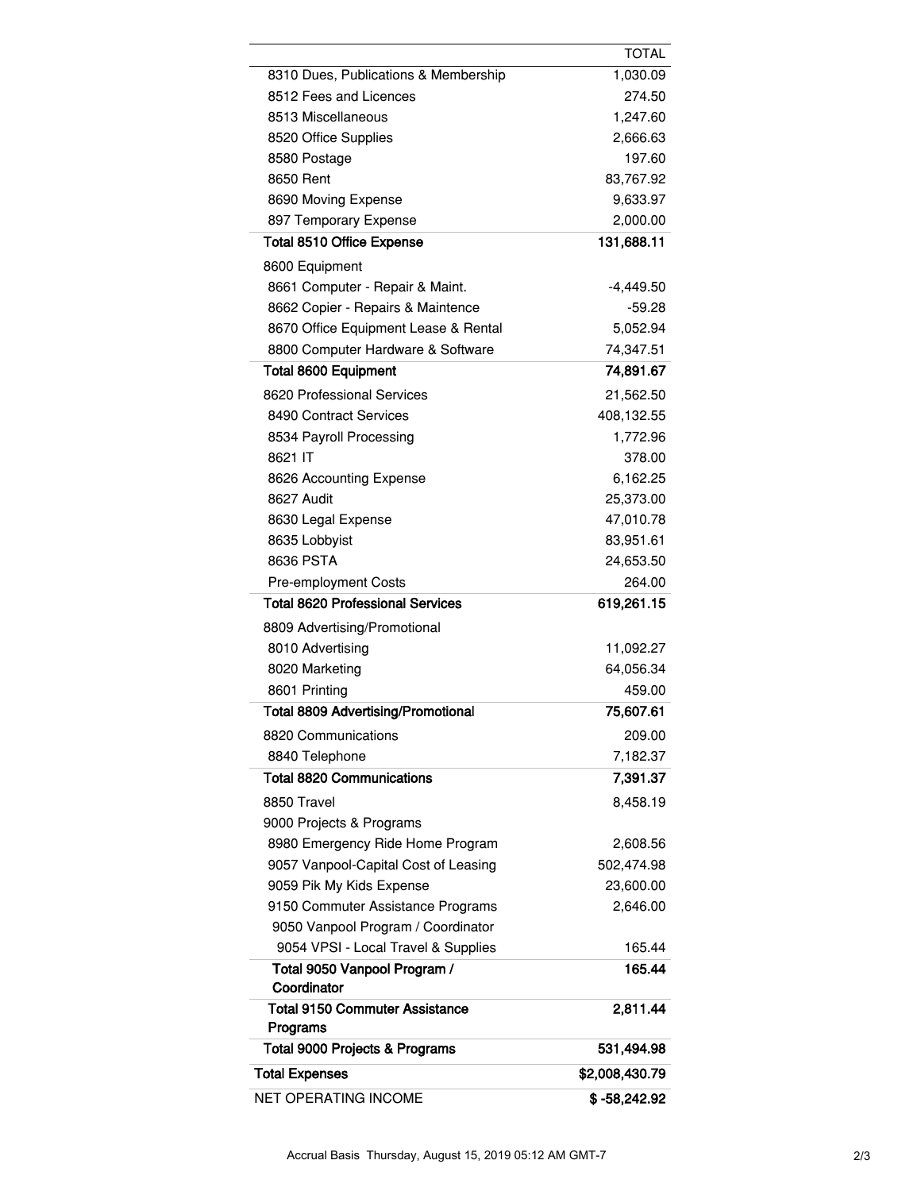| | TOTAL |
|---|---|
| 8310 Dues, Publications & Membership | 1,030.09 |
| 8512 Fees and Licences | 274.50 |
| 8513 Miscellaneous | 1,247.60 |
| 8520 Office Supplies | 2,666.63 |
| 8580 Postage | 197.60 |
| 8650 Rent | 83,767.92 |
| 8690 Moving Expense | 9,633.97 |
| 897 Temporary Expense | 2,000.00 |
| **Total 8510 Office Expense** | **131,688.11** |
| 8600 Equipment | |
| 8661 Computer - Repair & Maint. | -4,449.50 |
| 8662 Copier - Repairs & Maintence | -59.28 |
| 8670 Office Equipment Lease & Rental | 5,052.94 |
| 8800 Computer Hardware & Software | 74,347.51 |
| **Total 8600 Equipment** | **74,891.67** |
| 8620 Professional Services | 21,562.50 |
| 8490 Contract Services | 408,132.55 |
| 8534 Payroll Processing | 1,772.96 |
| 8621 IT | 378.00 |
| 8626 Accounting Expense | 6,162.25 |
| 8627 Audit | 25,373.00 |
| 8630 Legal Expense | 47,010.78 |
| 8635 Lobbyist | 83,951.61 |
| 8636 PSTA | 24,653.50 |
| Pre-employment Costs | 264.00 |
| **Total 8620 Professional Services** | **619,261.15** |
| 8809 Advertising/Promotional | |
| 8010 Advertising | 11,092.27 |
| 8020 Marketing | 64,056.34 |
| 8601 Printing | 459.00 |
| **Total 8809 Advertising/Promotional** | **75,607.61** |
| 8820 Communications | 209.00 |
| 8840 Telephone | 7,182.37 |
| **Total 8820 Communications** | **7,391.37** |
| 8850 Travel | 8,458.19 |
| 9000 Projects & Programs | |
| 8980 Emergency Ride Home Program | 2,608.56 |
| 9057 Vanpool-Capital Cost of Leasing | 502,474.98 |
| 9059 Pik My Kids Expense | 23,600.00 |
| 9150 Commuter Assistance Programs | 2,646.00 |
| 9050 Vanpool Program / Coordinator | |
| 9054 VPSI - Local Travel & Supplies | 165.44 |
| **Total 9050 Vanpool Program / Coordinator** | **165.44** |
| **Total 9150 Commuter Assistance Programs** | **2,811.44** |
| **Total 9000 Projects & Programs** | **531,494.98** |
| **Total Expenses** | **$2,008,430.79** |
| NET OPERATING INCOME | **$ -58,242.92** |

Accrual Basis Thursday, August 15, 2019 05:12 AM GMT-7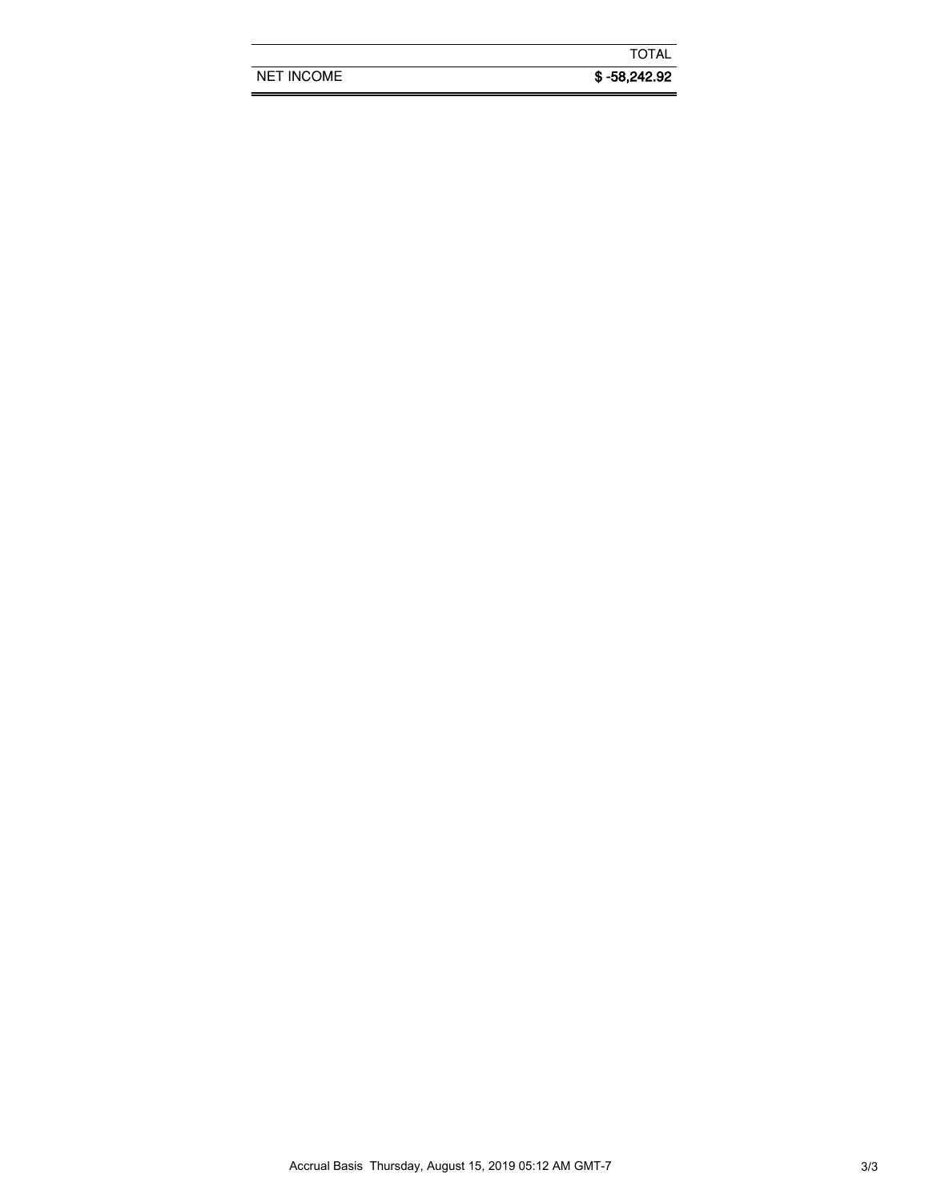| | TOTAL |
| --- | --- |
| NET INCOME | **$ -58,242.92** |

Accrual Basis Thursday, August 15, 2019 05:12 AM GMT-7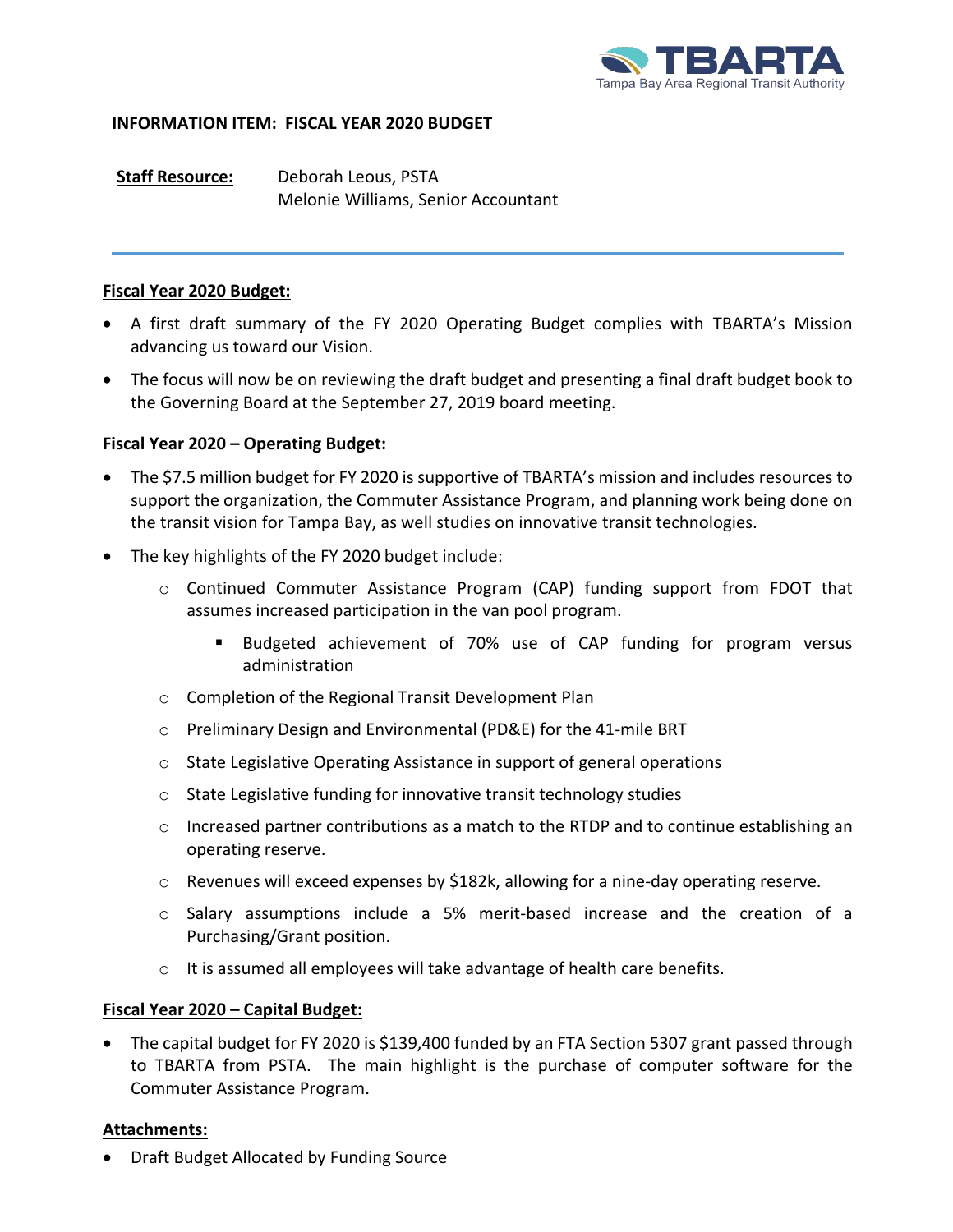**INFORMATION ITEM: FISCAL YEAR 2020 BUDGET**

**Staff Resource:** Deborah Leous, PSTA
Melonie Williams, Senior Accountant

---

**Fiscal Year 2020 Budget:**

- A first draft summary of the FY 2020 Operating Budget complies with TBARTA's Mission advancing us toward our Vision.
- The focus will now be on reviewing the draft budget and presenting a final draft budget book to the Governing Board at the September 27, 2019 board meeting.

**Fiscal Year 2020 – Operating Budget:**

- The $7.5 million budget for FY 2020 is supportive of TBARTA's mission and includes resources to support the organization, the Commuter Assistance Program, and planning work being done on the transit vision for Tampa Bay, as well studies on innovative transit technologies.
- The key highlights of the FY 2020 budget include:
  - Continued Commuter Assistance Program (CAP) funding support from FDOT that assumes increased participation in the van pool program.
    - Budgeted achievement of 70% use of CAP funding for program versus administration
  - Completion of the Regional Transit Development Plan
  - Preliminary Design and Environmental (PD&E) for the 41-mile BRT
  - State Legislative Operating Assistance in support of general operations
  - State Legislative funding for innovative transit technology studies
  - Increased partner contributions as a match to the RTDP and to continue establishing an operating reserve.
  - Revenues will exceed expenses by $182k, allowing for a nine-day operating reserve.
  - Salary assumptions include a 5% merit-based increase and the creation of a Purchasing/Grant position.
  - It is assumed all employees will take advantage of health care benefits.

**Fiscal Year 2020 – Capital Budget:**

- The capital budget for FY 2020 is $139,400 funded by an FTA Section 5307 grant passed through to TBARTA from PSTA. The main highlight is the purchase of computer software for the Commuter Assistance Program.

**Attachments:**

- Draft Budget Allocated by Funding Source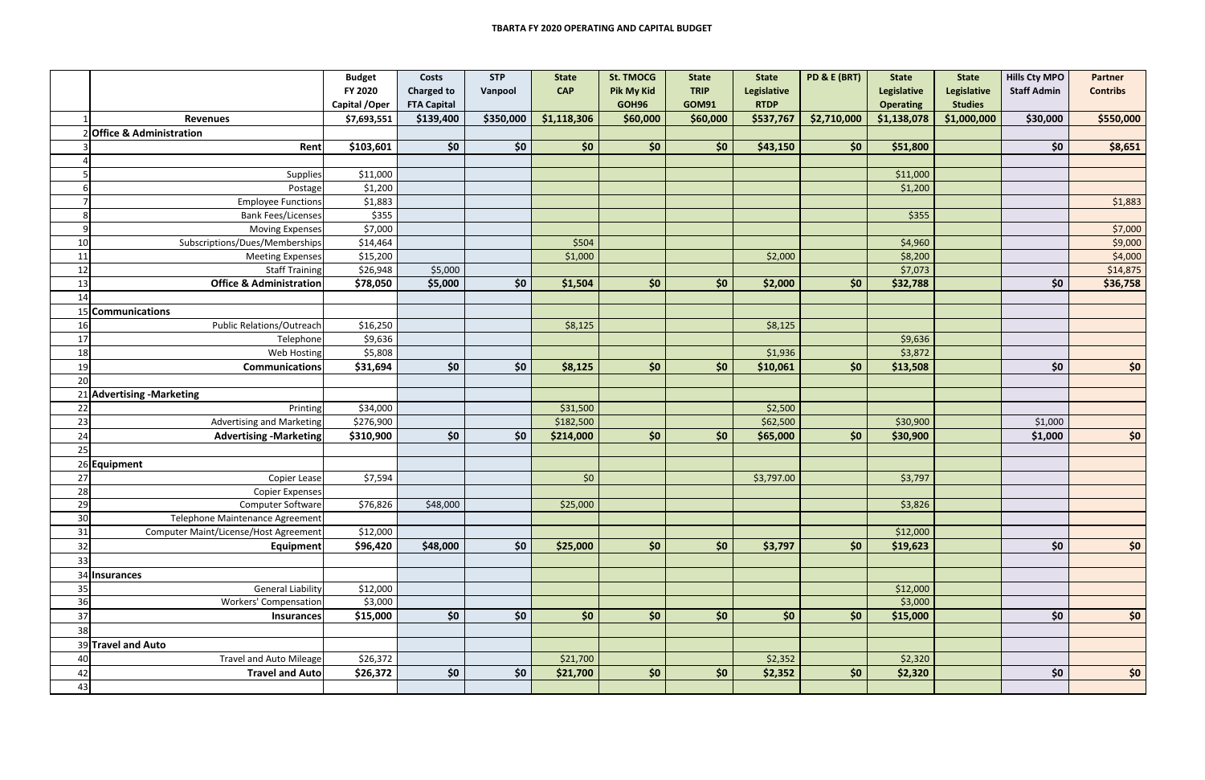# TBARTA FY 2020 OPERATING AND CAPITAL BUDGET

| | | Budget FY 2020 Capital /Oper | Costs Charged to FTA Capital | STP Vanpool | State CAP | St. TMOCG Pik My Kid GOH96 | State TRIP GOM91 | State Legislative RTDP | PD & E (BRT) | State Legislative Operating | State Legislative Studies | Hills Cty MPO Staff Admin | Partner Contribs |
|---|---|---|---|---|---|---|---|---|---|---|---|---|---|
| 1 | **Revenues** | **$7,693,551** | **$139,400** | **$350,000** | **$1,118,306** | **$60,000** | **$60,000** | **$537,767** | **$2,710,000** | **$1,138,078** | **$1,000,000** | **$30,000** | **$550,000** |
| 2 | **Office & Administration** | | | | | | | | | | | | |
| 3 | **Rent** | **$103,601** | **$0** | **$0** | **$0** | **$0** | **$0** | **$43,150** | **$0** | **$51,800** | | **$0** | **$8,651** |
| 4 | | | | | | | | | | | | | |
| 5 | Supplies | $11,000 | | | | | | | | $11,000 | | | |
| 6 | Postage | $1,200 | | | | | | | | $1,200 | | | |
| 7 | Employee Functions | $1,883 | | | | | | | | | | | $1,883 |
| 8 | Bank Fees/Licenses | $355 | | | | | | | | $355 | | | |
| 9 | Moving Expenses | $7,000 | | | | | | | | | | | $7,000 |
| 10 | Subscriptions/Dues/Memberships | $14,464 | | | $504 | | | | | $4,960 | | | $9,000 |
| 11 | Meeting Expenses | $15,200 | | | $1,000 | | | $2,000 | | $8,200 | | | $4,000 |
| 12 | Staff Training | $26,948 | $5,000 | | | | | | | $7,073 | | | $14,875 |
| 13 | **Office & Administration** | **$78,050** | **$5,000** | **$0** | **$1,504** | **$0** | **$0** | **$2,000** | **$0** | **$32,788** | | **$0** | **$36,758** |
| 14 | | | | | | | | | | | | | |
| 15 | **Communications** | | | | | | | | | | | | |
| 16 | Public Relations/Outreach | $16,250 | | | $8,125 | | | $8,125 | | | | | |
| 17 | Telephone | $9,636 | | | | | | | | $9,636 | | | |
| 18 | Web Hosting | $5,808 | | | | | | $1,936 | | $3,872 | | | |
| 19 | **Communications** | **$31,694** | **$0** | **$0** | **$8,125** | **$0** | **$0** | **$10,061** | **$0** | **$13,508** | | **$0** | **$0** |
| 20 | | | | | | | | | | | | | |
| 21 | **Advertising -Marketing** | | | | | | | | | | | | |
| 22 | Printing | $34,000 | | | $31,500 | | | $2,500 | | | | | |
| 23 | Advertising and Marketing | $276,900 | | | $182,500 | | | $62,500 | | $30,900 | | $1,000 | |
| 24 | **Advertising -Marketing** | **$310,900** | **$0** | **$0** | **$214,000** | **$0** | **$0** | **$65,000** | **$0** | **$30,900** | | **$1,000** | **$0** |
| 25 | | | | | | | | | | | | | |
| 26 | **Equipment** | | | | | | | | | | | | |
| 27 | Copier Lease | $7,594 | | | $0 | | | $3,797.00 | | $3,797 | | | |
| 28 | Copier Expenses | | | | | | | | | | | | |
| 29 | Computer Software | $76,826 | $48,000 | | $25,000 | | | | | $3,826 | | | |
| 30 | Telephone Maintenance Agreement | | | | | | | | | | | | |
| 31 | Computer Maint/License/Host Agreement | $12,000 | | | | | | | | $12,000 | | | |
| 32 | **Equipment** | **$96,420** | **$48,000** | **$0** | **$25,000** | **$0** | **$0** | **$3,797** | **$0** | **$19,623** | | **$0** | **$0** |
| 33 | | | | | | | | | | | | | |
| 34 | **Insurances** | | | | | | | | | | | | |
| 35 | General Liability | $12,000 | | | | | | | | $12,000 | | | |
| 36 | Workers' Compensation | $3,000 | | | | | | | | $3,000 | | | |
| 37 | **Insurances** | **$15,000** | **$0** | **$0** | **$0** | **$0** | **$0** | **$0** | **$0** | **$15,000** | | **$0** | **$0** |
| 38 | | | | | | | | | | | | | |
| 39 | **Travel and Auto** | | | | | | | | | | | | |
| 40 | Travel and Auto Mileage | $26,372 | | | $21,700 | | | $2,352 | | $2,320 | | | |
| 42 | **Travel and Auto** | **$26,372** | **$0** | **$0** | **$21,700** | **$0** | **$0** | **$2,352** | **$0** | **$2,320** | | **$0** | **$0** |
| 43 | | | | | | | | | | | | | |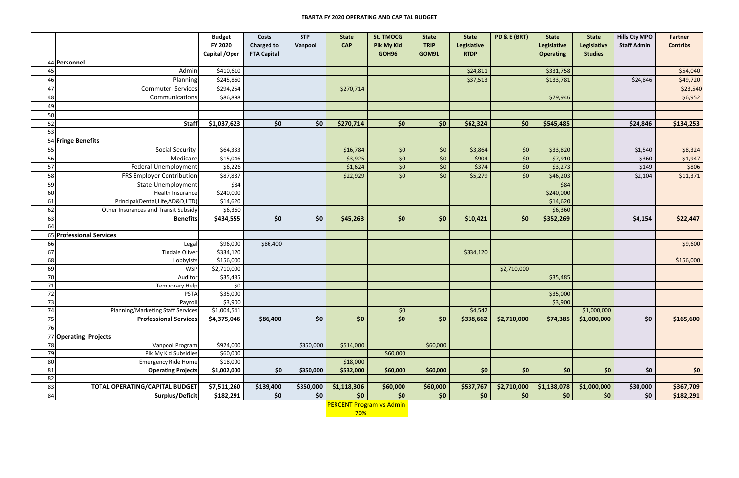# TBARTA FY 2020 OPERATING AND CAPITAL BUDGET

| | | Budget FY 2020 Capital /Oper | Costs Charged to FTA Capital | STP Vanpool | State CAP | St. TMOCG Pik My Kid GOH96 | State TRIP GOM91 | State Legislative RTDP | PD & E (BRT) | State Legislative Operating | State Legislative Studies | Hills Cty MPO Staff Admin | Partner Contribs |
|---|---|---|---|---|---|---|---|---|---|---|---|---|---|
| 44 | **Personnel** | | | | | | | | | | | | |
| 45 | Admin | $410,610 | | | | | | $24,811 | | $331,758 | | | $54,040 |
| 46 | Planning | $245,860 | | | | | | $37,513 | | $133,781 | | $24,846 | $49,720 |
| 47 | Commuter Services | $294,254 | | | $270,714 | | | | | | | | $23,540 |
| 48 | Communications | $86,898 | | | | | | | | $79,946 | | | $6,952 |
| 49 | | | | | | | | | | | | | |
| 50 | | | | | | | | | | | | | |
| 52 | **Staff** | **$1,037,623** | **$0** | **$0** | **$270,714** | **$0** | **$0** | **$62,324** | **$0** | **$545,485** | | **$24,846** | **$134,253** |
| 53 | | | | | | | | | | | | | |
| 54 | **Fringe Benefits** | | | | | | | | | | | | |
| 55 | Social Security | $64,333 | | | $16,784 | $0 | $0 | $3,864 | $0 | $33,820 | | $1,540 | $8,324 |
| 56 | Medicare | $15,046 | | | $3,925 | $0 | $0 | $904 | $0 | $7,910 | | $360 | $1,947 |
| 57 | Federal Unemployment | $6,226 | | | $1,624 | $0 | $0 | $374 | $0 | $3,273 | | $149 | $806 |
| 58 | FRS Employer Contribution | $87,887 | | | $22,929 | $0 | $0 | $5,279 | $0 | $46,203 | | $2,104 | $11,371 |
| 59 | State Unemployment | $84 | | | | | | | | $84 | | | |
| 60 | Health Insurance | $240,000 | | | | | | | | $240,000 | | | |
| 61 | Principal(Dental,Life,AD&D,LTD) | $14,620 | | | | | | | | $14,620 | | | |
| 62 | Other Insurances and Transit Subsidy | $6,360 | | | | | | | | $6,360 | | | |
| 63 | **Benefits** | **$434,555** | **$0** | **$0** | **$45,263** | **$0** | **$0** | **$10,421** | **$0** | **$352,269** | | **$4,154** | **$22,447** |
| 64 | | | | | | | | | | | | | |
| 65 | **Professional Services** | | | | | | | | | | | | |
| 66 | Legal | $96,000 | $86,400 | | | | | | | | | | $9,600 |
| 67 | Tindale Oliver | $334,120 | | | | | | $334,120 | | | | | |
| 68 | Lobbyists | $156,000 | | | | | | | | | | | $156,000 |
| 69 | WSP | $2,710,000 | | | | | | | $2,710,000 | | | | |
| 70 | Auditor | $35,485 | | | | | | | | $35,485 | | | |
| 71 | Temporary Help | $0 | | | | | | | | | | | |
| 72 | PSTA | $35,000 | | | | | | | | $35,000 | | | |
| 73 | Payroll | $3,900 | | | | | | | | $3,900 | | | |
| 74 | Planning/Marketing Staff Services | $1,004,541 | | | | $0 | | $4,542 | | | $1,000,000 | | |
| 75 | **Professional Services** | **$4,375,046** | **$86,400** | **$0** | **$0** | **$0** | **$0** | **$338,662** | **$2,710,000** | **$74,385** | **$1,000,000** | **$0** | **$165,600** |
| 76 | | | | | | | | | | | | | |
| 77 | **Operating Projects** | | | | | | | | | | | | |
| 78 | Vanpool Program | $924,000 | | $350,000 | $514,000 | | $60,000 | | | | | | |
| 79 | Pik My Kid Subsidies | $60,000 | | | | $60,000 | | | | | | | |
| 80 | Emergency Ride Home | $18,000 | | | $18,000 | | | | | | | | |
| 81 | **Operating Projects** | **$1,002,000** | **$0** | **$350,000** | **$532,000** | **$60,000** | **$60,000** | **$0** | **$0** | **$0** | **$0** | **$0** | **$0** |
| 82 | | | | | | | | | | | | | |
| 83 | **TOTAL OPERATING/CAPITAL BUDGET** | **$7,511,260** | **$139,400** | **$350,000** | **$1,118,306** | **$60,000** | **$60,000** | **$537,767** | **$2,710,000** | **$1,138,078** | **$1,000,000** | **$30,000** | **$367,709** |
| 84 | **Surplus/Deficit** | **$182,291** | **$0** | **$0** | **$0** | **$0** | **$0** | **$0** | **$0** | **$0** | **$0** | **$0** | **$182,291** |

PERCENT Program vs Admin
70%